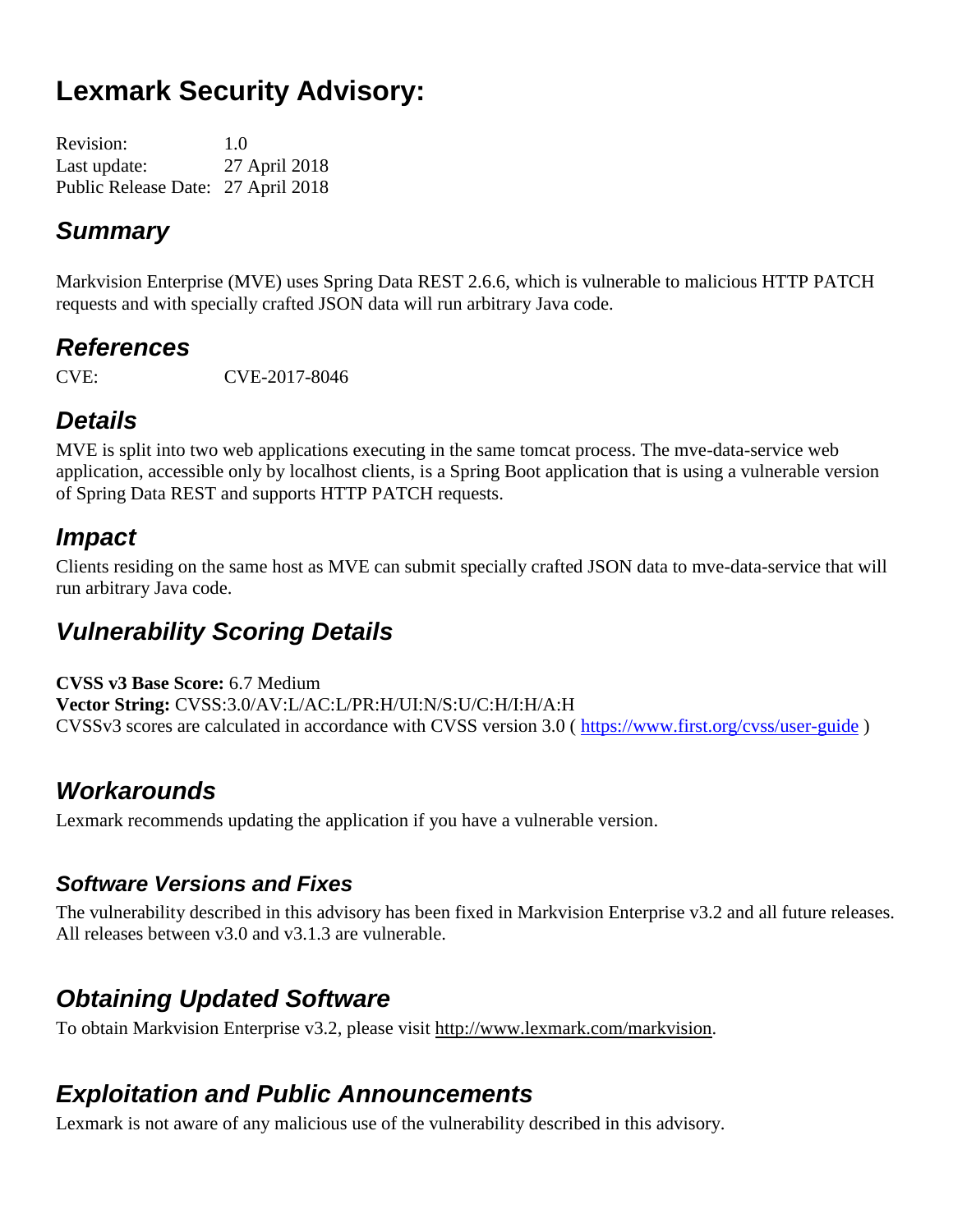# Lexmark Security Advisory:

Revision: 1.0
Last update: 27 April 2018
Public Release Date: 27 April 2018

## *Summary*

Markvision Enterprise (MVE) uses Spring Data REST 2.6.6, which is vulnerable to malicious HTTP PATCH requests and with specially crafted JSON data will run arbitrary Java code.

## *References*

CVE: CVE-2017-8046

## *Details*

MVE is split into two web applications executing in the same tomcat process. The mve-data-service web application, accessible only by localhost clients, is a Spring Boot application that is using a vulnerable version of Spring Data REST and supports HTTP PATCH requests.

## *Impact*

Clients residing on the same host as MVE can submit specially crafted JSON data to mve-data-service that will run arbitrary Java code.

## *Vulnerability Scoring Details*

**CVSS v3 Base Score:** 6.7 Medium
**Vector String:** CVSS:3.0/AV:L/AC:L/PR:H/UI:N/S:U/C:H/I:H/A:H
CVSSv3 scores are calculated in accordance with CVSS version 3.0 ( https://www.first.org/cvss/user-guide )

## *Workarounds*

Lexmark recommends updating the application if you have a vulnerable version.

### *Software Versions and Fixes*

The vulnerability described in this advisory has been fixed in Markvision Enterprise v3.2 and all future releases. All releases between v3.0 and v3.1.3 are vulnerable.

## *Obtaining Updated Software*

To obtain Markvision Enterprise v3.2, please visit http://www.lexmark.com/markvision.

## *Exploitation and Public Announcements*

Lexmark is not aware of any malicious use of the vulnerability described in this advisory.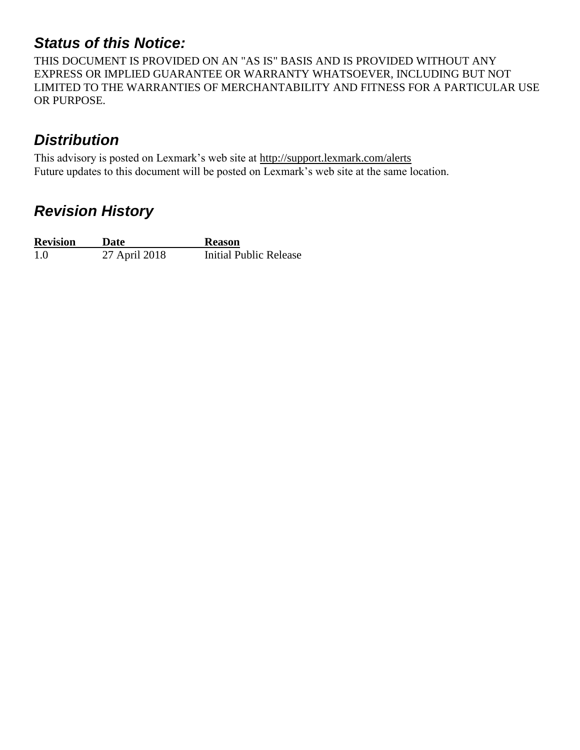## *Status of this Notice:*

THIS DOCUMENT IS PROVIDED ON AN "AS IS" BASIS AND IS PROVIDED WITHOUT ANY EXPRESS OR IMPLIED GUARANTEE OR WARRANTY WHATSOEVER, INCLUDING BUT NOT LIMITED TO THE WARRANTIES OF MERCHANTABILITY AND FITNESS FOR A PARTICULAR USE OR PURPOSE.

## *Distribution*

This advisory is posted on Lexmark's web site at http://support.lexmark.com/alerts
Future updates to this document will be posted on Lexmark's web site at the same location.

## *Revision History*

| Revision | Date | Reason |
|---|---|---|
| 1.0 | 27 April 2018 | Initial Public Release |